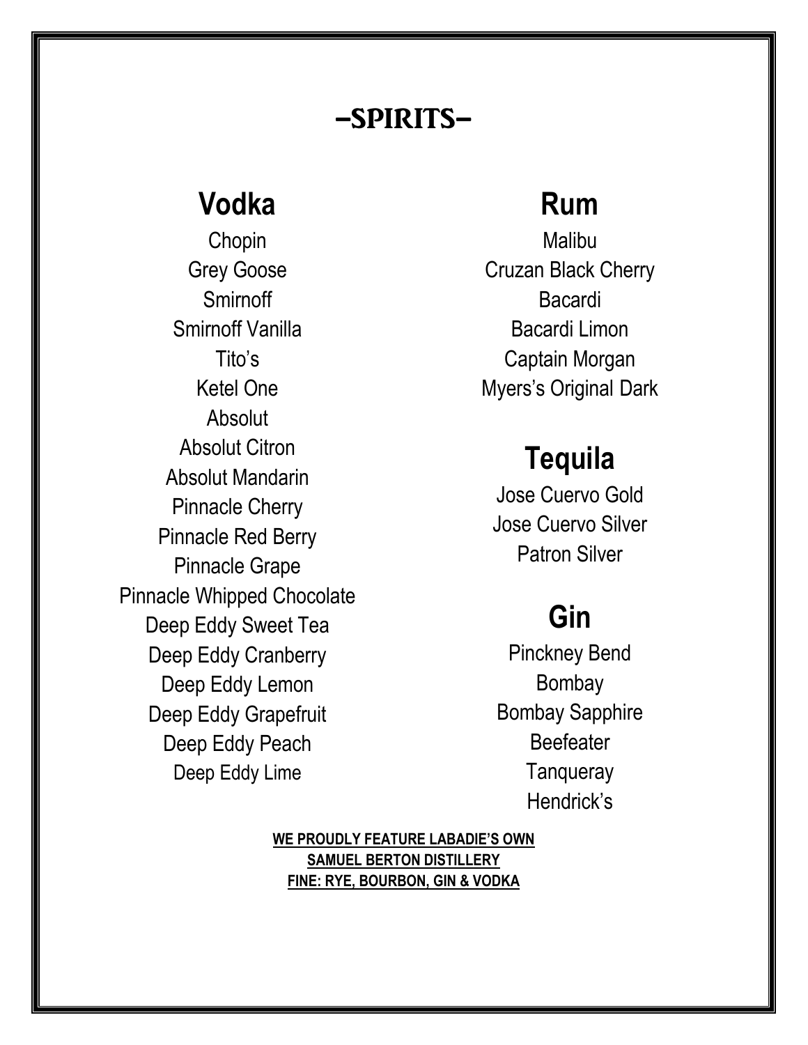# -SPIRITS-

## Vodka

Chopin
Grey Goose
Smirnoff
Smirnoff Vanilla
Tito's
Ketel One
Absolut
Absolut Citron
Absolut Mandarin
Pinnacle Cherry
Pinnacle Red Berry
Pinnacle Grape
Pinnacle Whipped Chocolate
Deep Eddy Sweet Tea
Deep Eddy Cranberry
Deep Eddy Lemon
Deep Eddy Grapefruit
Deep Eddy Peach
Deep Eddy Lime

## Rum

Malibu
Cruzan Black Cherry
Bacardi
Bacardi Limon
Captain Morgan
Myers's Original Dark

## Tequila

Jose Cuervo Gold
Jose Cuervo Silver
Patron Silver

## Gin

Pinckney Bend
Bombay
Bombay Sapphire
Beefeater
Tanqueray
Hendrick's

**WE PROUDLY FEATURE LABADIE'S OWN**
**SAMUEL BERTON DISTILLERY**
**FINE: RYE, BOURBON, GIN & VODKA**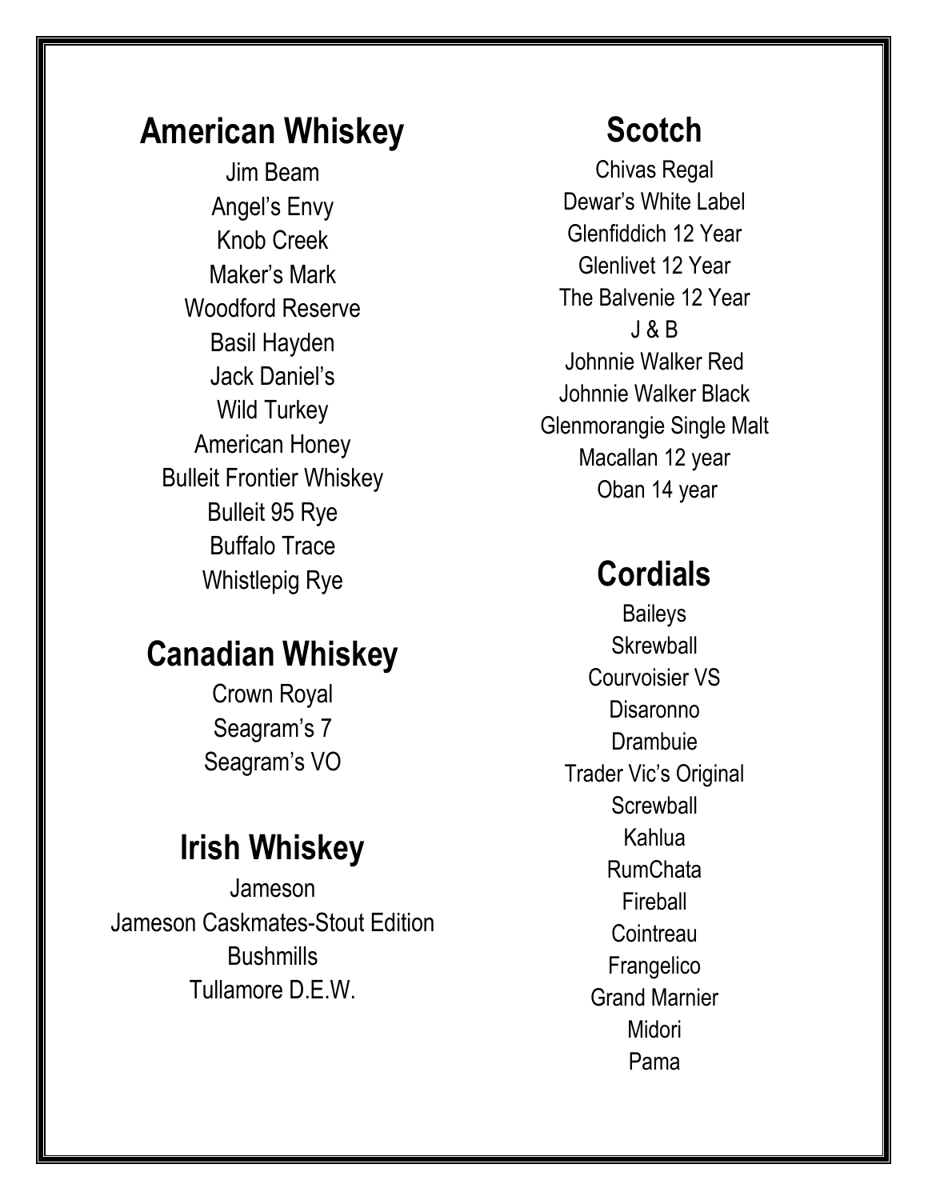## American Whiskey

Jim Beam
Angel's Envy
Knob Creek
Maker's Mark
Woodford Reserve
Basil Hayden
Jack Daniel's
Wild Turkey
American Honey
Bulleit Frontier Whiskey
Bulleit 95 Rye
Buffalo Trace
Whistlepig Rye

## Canadian Whiskey

Crown Royal
Seagram's 7
Seagram's VO

## Irish Whiskey

Jameson
Jameson Caskmates-Stout Edition
Bushmills
Tullamore D.E.W.

## Scotch

Chivas Regal
Dewar's White Label
Glenfiddich 12 Year
Glenlivet 12 Year
The Balvenie 12 Year
J & B
Johnnie Walker Red
Johnnie Walker Black
Glenmorangie Single Malt
Macallan 12 year
Oban 14 year

## Cordials

Baileys
Skrewball
Courvoisier VS
Disaronno
Drambuie
Trader Vic's Original
Screwball
Kahlua
RumChata
Fireball
Cointreau
Frangelico
Grand Marnier
Midori
Pama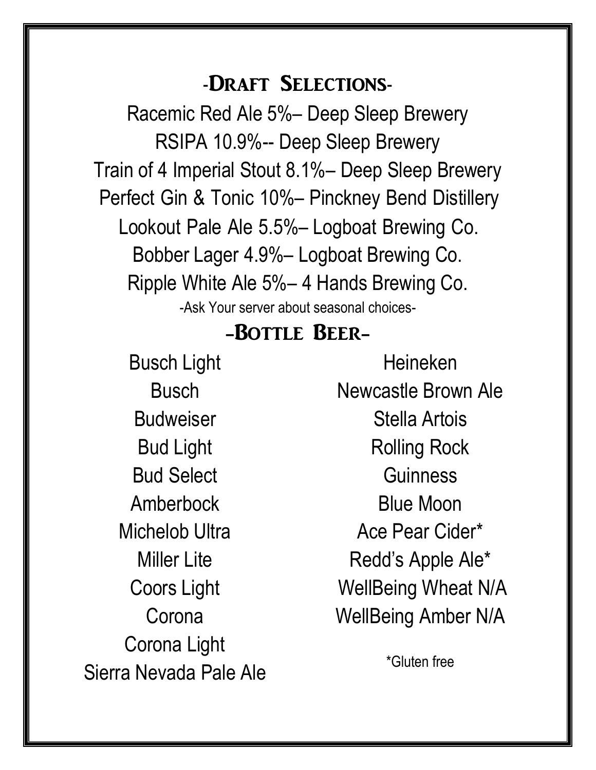## -Draft Selections-

Racemic Red Ale 5%– Deep Sleep Brewery

RSIPA 10.9%-- Deep Sleep Brewery

Train of 4 Imperial Stout 8.1%– Deep Sleep Brewery

Perfect Gin & Tonic 10%– Pinckney Bend Distillery

Lookout Pale Ale 5.5%– Logboat Brewing Co.

Bobber Lager 4.9%– Logboat Brewing Co.

Ripple White Ale 5%– 4 Hands Brewing Co.

-Ask Your server about seasonal choices-

## -Bottle Beer-

Busch Light

Busch

Budweiser

Bud Light

Bud Select

Amberbock

Michelob Ultra

Miller Lite

Coors Light

Corona

Corona Light

Sierra Nevada Pale Ale

Heineken

Newcastle Brown Ale

Stella Artois

Rolling Rock

Guinness

Blue Moon

Ace Pear Cider*

Redd's Apple Ale*

WellBeing Wheat N/A

WellBeing Amber N/A

*Gluten free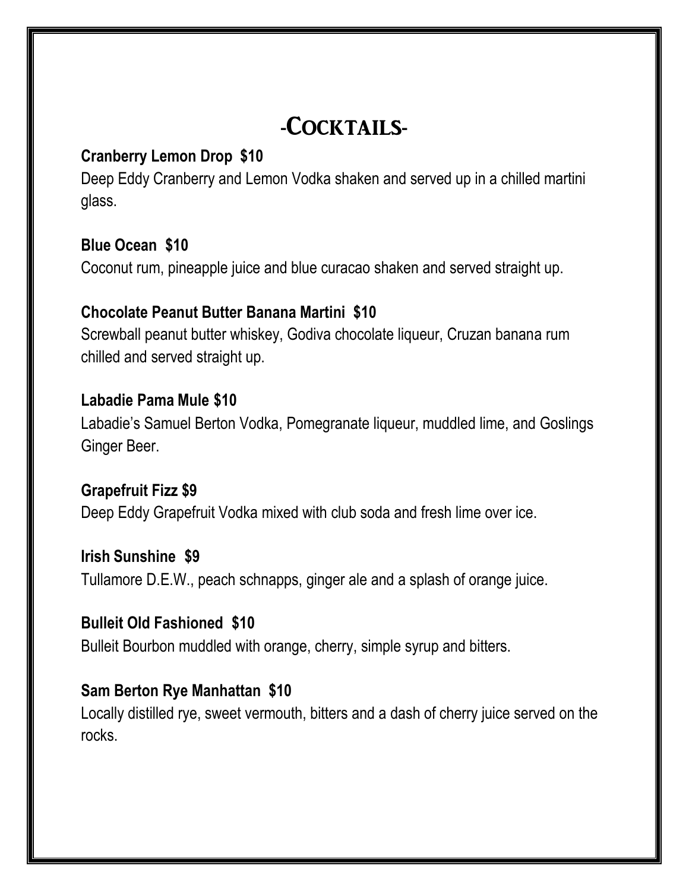# -Cocktails-

**Cranberry Lemon Drop $10**

Deep Eddy Cranberry and Lemon Vodka shaken and served up in a chilled martini glass.

**Blue Ocean $10**

Coconut rum, pineapple juice and blue curacao shaken and served straight up.

**Chocolate Peanut Butter Banana Martini $10**

Screwball peanut butter whiskey, Godiva chocolate liqueur, Cruzan banana rum chilled and served straight up.

**Labadie Pama Mule $10**

Labadie's Samuel Berton Vodka, Pomegranate liqueur, muddled lime, and Goslings Ginger Beer.

**Grapefruit Fizz $9**

Deep Eddy Grapefruit Vodka mixed with club soda and fresh lime over ice.

**Irish Sunshine $9**

Tullamore D.E.W., peach schnapps, ginger ale and a splash of orange juice.

**Bulleit Old Fashioned $10**

Bulleit Bourbon muddled with orange, cherry, simple syrup and bitters.

**Sam Berton Rye Manhattan $10**

Locally distilled rye, sweet vermouth, bitters and a dash of cherry juice served on the rocks.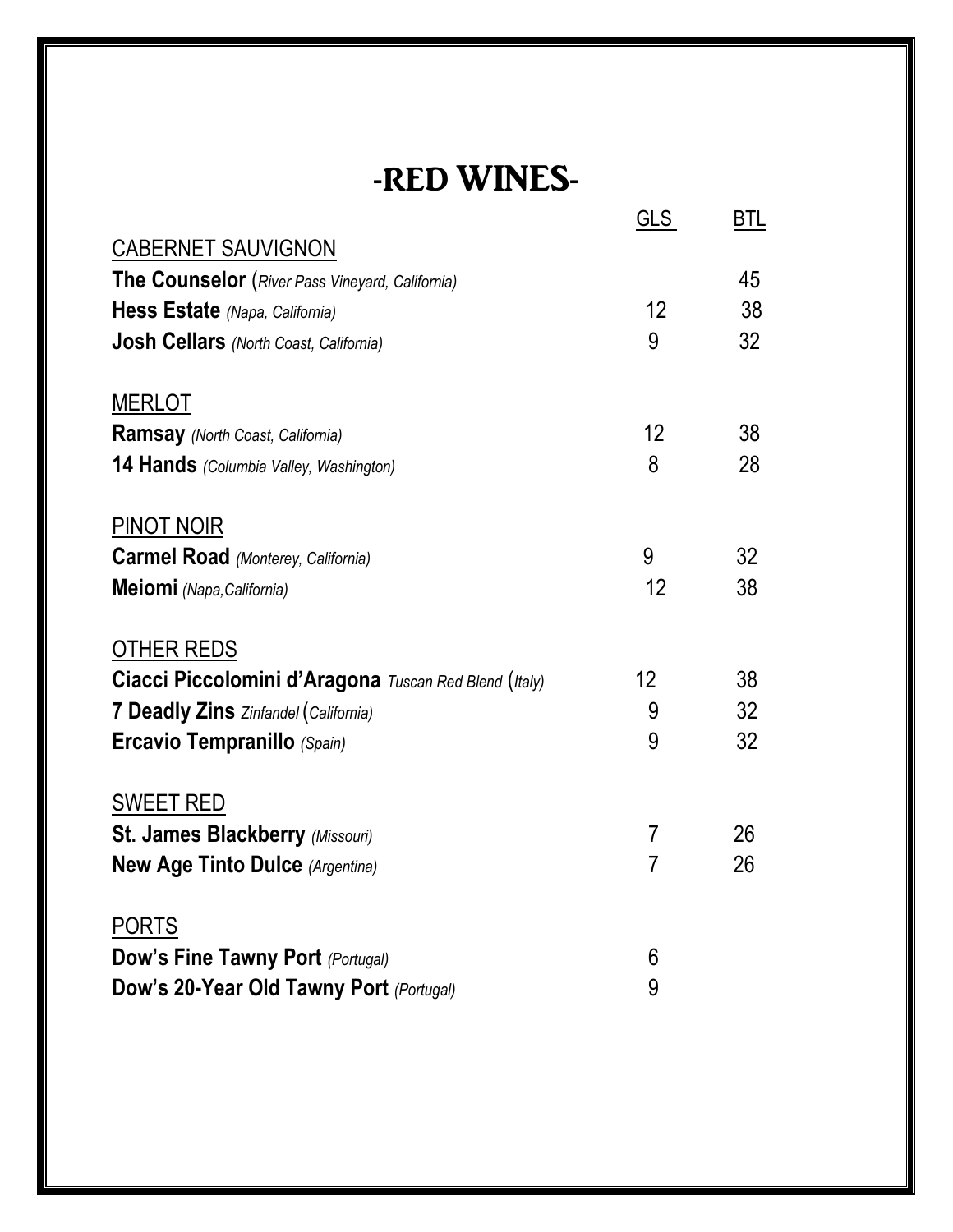# -RED WINES-

| | GLS | BTL |
|---|---|---|
| CABERNET SAUVIGNON | | |
| **The Counselor** (*River Pass Vineyard, California)* | | 45 |
| **Hess Estate** *(Napa, California)* | 12 | 38 |
| **Josh Cellars** *(North Coast, California)* | 9 | 32 |
| | | |
| MERLOT | | |
| **Ramsay** *(North Coast, California)* | 12 | 38 |
| **14 Hands** *(Columbia Valley, Washington)* | 8 | 28 |
| | | |
| PINOT NOIR | | |
| **Carmel Road** *(Monterey, California)* | 9 | 32 |
| **Meiomi** *(Napa,California)* | 12 | 38 |
| | | |
| OTHER REDS | | |
| **Ciacci Piccolomini d'Aragona** *Tuscan Red Blend* (*Italy)* | 12 | 38 |
| **7 Deadly Zins** *Zinfandel* (*California)* | 9 | 32 |
| **Ercavio Tempranillo** *(Spain)* | 9 | 32 |
| | | |
| SWEET RED | | |
| **St. James Blackberry** *(Missouri)* | 7 | 26 |
| **New Age Tinto Dulce** *(Argentina)* | 7 | 26 |
| | | |
| PORTS | | |
| **Dow's Fine Tawny Port** *(Portugal)* | 6 | |
| **Dow's 20-Year Old Tawny Port** *(Portugal)* | 9 | |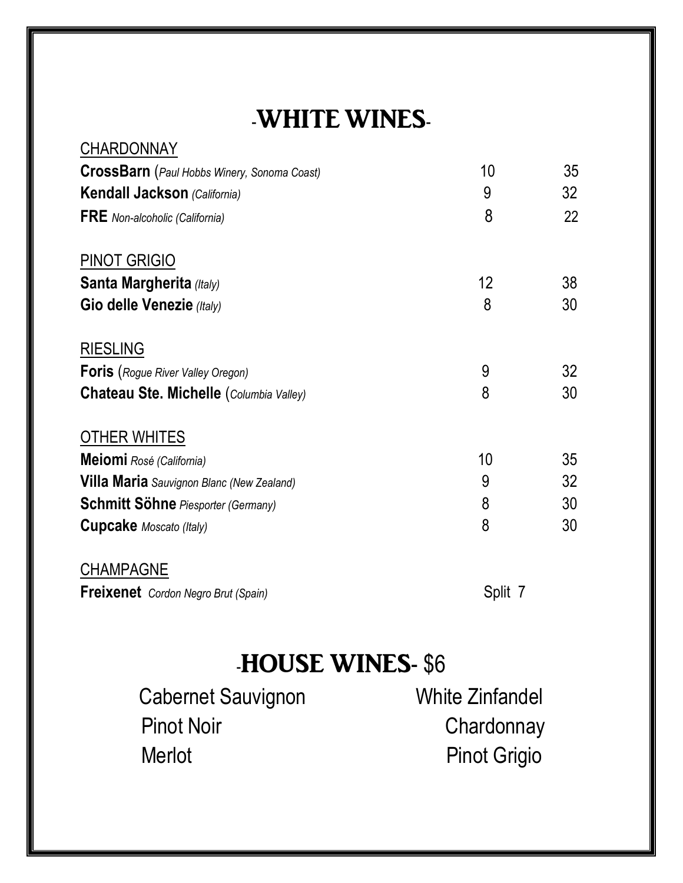# -WHITE WINES-

| | | |
|---|---|---|
| CHARDONNAY | | |
| **CrossBarn** (*Paul Hobbs Winery, Sonoma Coast)* | 10 | 35 |
| **Kendall Jackson** *(California)* | 9 | 32 |
| **FRE** *Non-alcoholic (California)* | 8 | 22 |
| PINOT GRIGIO | | |
| **Santa Margherita** *(Italy)* | 12 | 38 |
| **Gio delle Venezie** *(Italy)* | 8 | 30 |
| RIESLING | | |
| **Foris** (*Rogue River Valley Oregon)* | 9 | 32 |
| **Chateau Ste. Michelle** (*Columbia Valley)* | 8 | 30 |
| OTHER WHITES | | |
| **Meiomi** *Rosé (California)* | 10 | 35 |
| **Villa Maria** *Sauvignon Blanc (New Zealand)* | 9 | 32 |
| **Schmitt Söhne** *Piesporter (Germany)* | 8 | 30 |
| **Cupcake** *Moscato (Italy)* | 8 | 30 |
| CHAMPAGNE | | |
| **Freixenet** *Cordon Negro Brut (Spain)* | Split 7 | |

# -HOUSE WINES- $6

| | |
|---|---|
| Cabernet Sauvignon | White Zinfandel |
| Pinot Noir | Chardonnay |
| Merlot | Pinot Grigio |